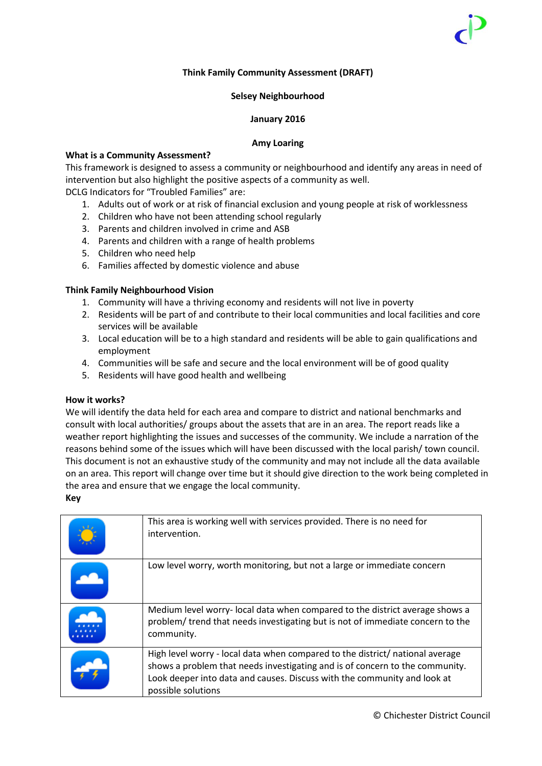**Think Family Community Assessment (DRAFT)**

**Selsey Neighbourhood**

**January 2016**

**Amy Loaring**

**What is a Community Assessment?**

This framework is designed to assess a community or neighbourhood and identify any areas in need of intervention but also highlight the positive aspects of a community as well.

DCLG Indicators for "Troubled Families" are:

1. Adults out of work or at risk of financial exclusion and young people at risk of worklessness
2. Children who have not been attending school regularly
3. Parents and children involved in crime and ASB
4. Parents and children with a range of health problems
5. Children who need help
6. Families affected by domestic violence and abuse

**Think Family Neighbourhood Vision**

1. Community will have a thriving economy and residents will not live in poverty
2. Residents will be part of and contribute to their local communities and local facilities and core services will be available
3. Local education will be to a high standard and residents will be able to gain qualifications and employment
4. Communities will be safe and secure and the local environment will be of good quality
5. Residents will have good health and wellbeing

**How it works?**

We will identify the data held for each area and compare to district and national benchmarks and consult with local authorities/ groups about the assets that are in an area. The report reads like a weather report highlighting the issues and successes of the community. We include a narration of the reasons behind some of the issues which will have been discussed with the local parish/ town council. This document is not an exhaustive study of the community and may not include all the data available on an area. This report will change over time but it should give direction to the work being completed in the area and ensure that we engage the local community.

**Key**

| | |
|---|---|
| | This area is working well with services provided. There is no need for intervention. |
| | Low level worry, worth monitoring, but not a large or immediate concern |
| | Medium level worry- local data when compared to the district average shows a problem/ trend that needs investigating but is not of immediate concern to the community. |
| | High level worry - local data when compared to the district/ national average shows a problem that needs investigating and is of concern to the community. Look deeper into data and causes. Discuss with the community and look at possible solutions |

© Chichester District Council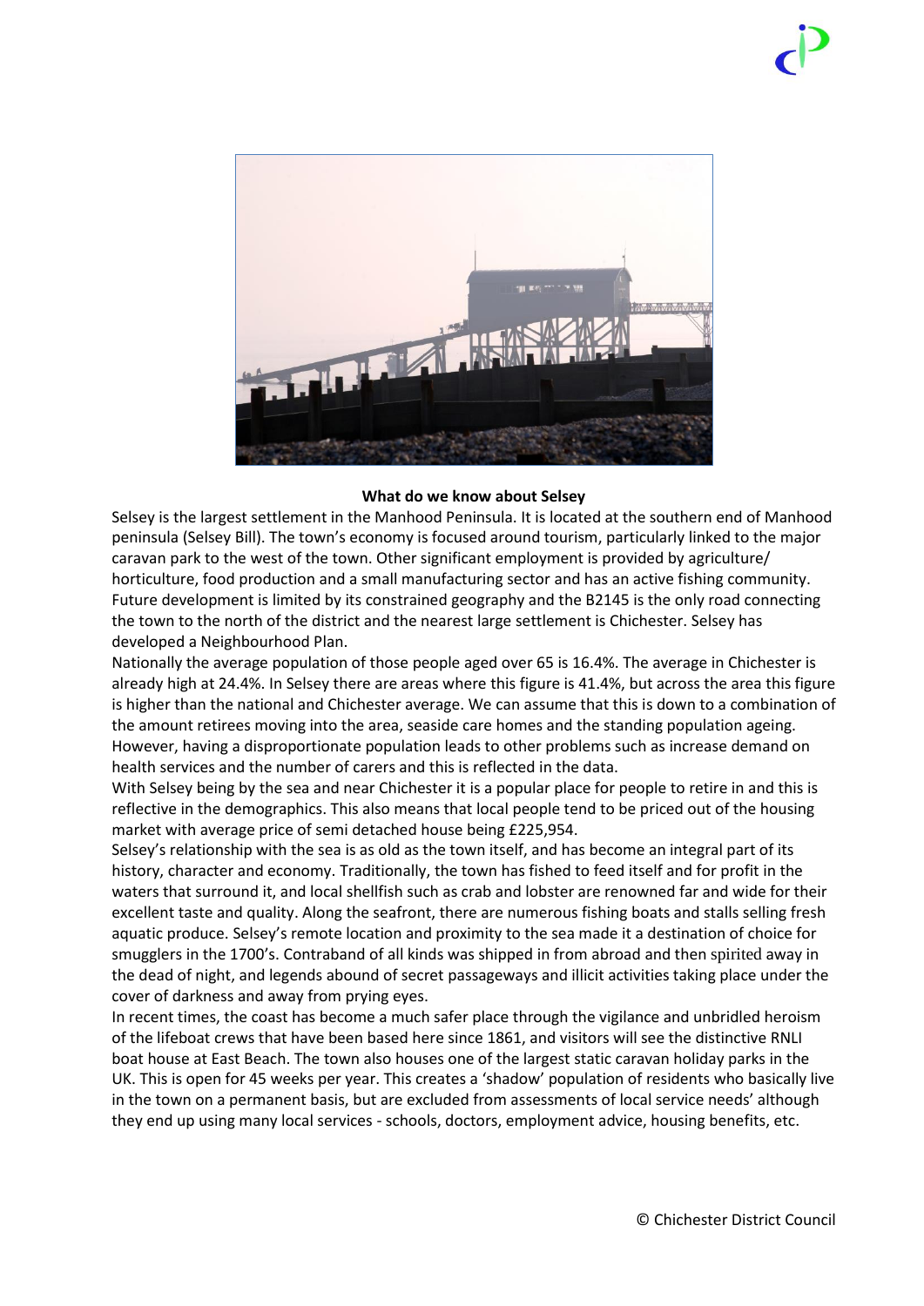**What do we know about Selsey**

Selsey is the largest settlement in the Manhood Peninsula. It is located at the southern end of Manhood peninsula (Selsey Bill). The town's economy is focused around tourism, particularly linked to the major caravan park to the west of the town. Other significant employment is provided by agriculture/ horticulture, food production and a small manufacturing sector and has an active fishing community. Future development is limited by its constrained geography and the B2145 is the only road connecting the town to the north of the district and the nearest large settlement is Chichester. Selsey has developed a Neighbourhood Plan.

Nationally the average population of those people aged over 65 is 16.4%. The average in Chichester is already high at 24.4%. In Selsey there are areas where this figure is 41.4%, but across the area this figure is higher than the national and Chichester average. We can assume that this is down to a combination of the amount retirees moving into the area, seaside care homes and the standing population ageing. However, having a disproportionate population leads to other problems such as increase demand on health services and the number of carers and this is reflected in the data.

With Selsey being by the sea and near Chichester it is a popular place for people to retire in and this is reflective in the demographics. This also means that local people tend to be priced out of the housing market with average price of semi detached house being £225,954.

Selsey's relationship with the sea is as old as the town itself, and has become an integral part of its history, character and economy. Traditionally, the town has fished to feed itself and for profit in the waters that surround it, and local shellfish such as crab and lobster are renowned far and wide for their excellent taste and quality. Along the seafront, there are numerous fishing boats and stalls selling fresh aquatic produce. Selsey's remote location and proximity to the sea made it a destination of choice for smugglers in the 1700's. Contraband of all kinds was shipped in from abroad and then spirited away in the dead of night, and legends abound of secret passageways and illicit activities taking place under the cover of darkness and away from prying eyes.

In recent times, the coast has become a much safer place through the vigilance and unbridled heroism of the lifeboat crews that have been based here since 1861, and visitors will see the distinctive RNLI boat house at East Beach. The town also houses one of the largest static caravan holiday parks in the UK. This is open for 45 weeks per year. This creates a 'shadow' population of residents who basically live in the town on a permanent basis, but are excluded from assessments of local service needs' although they end up using many local services - schools, doctors, employment advice, housing benefits, etc.

© Chichester District Council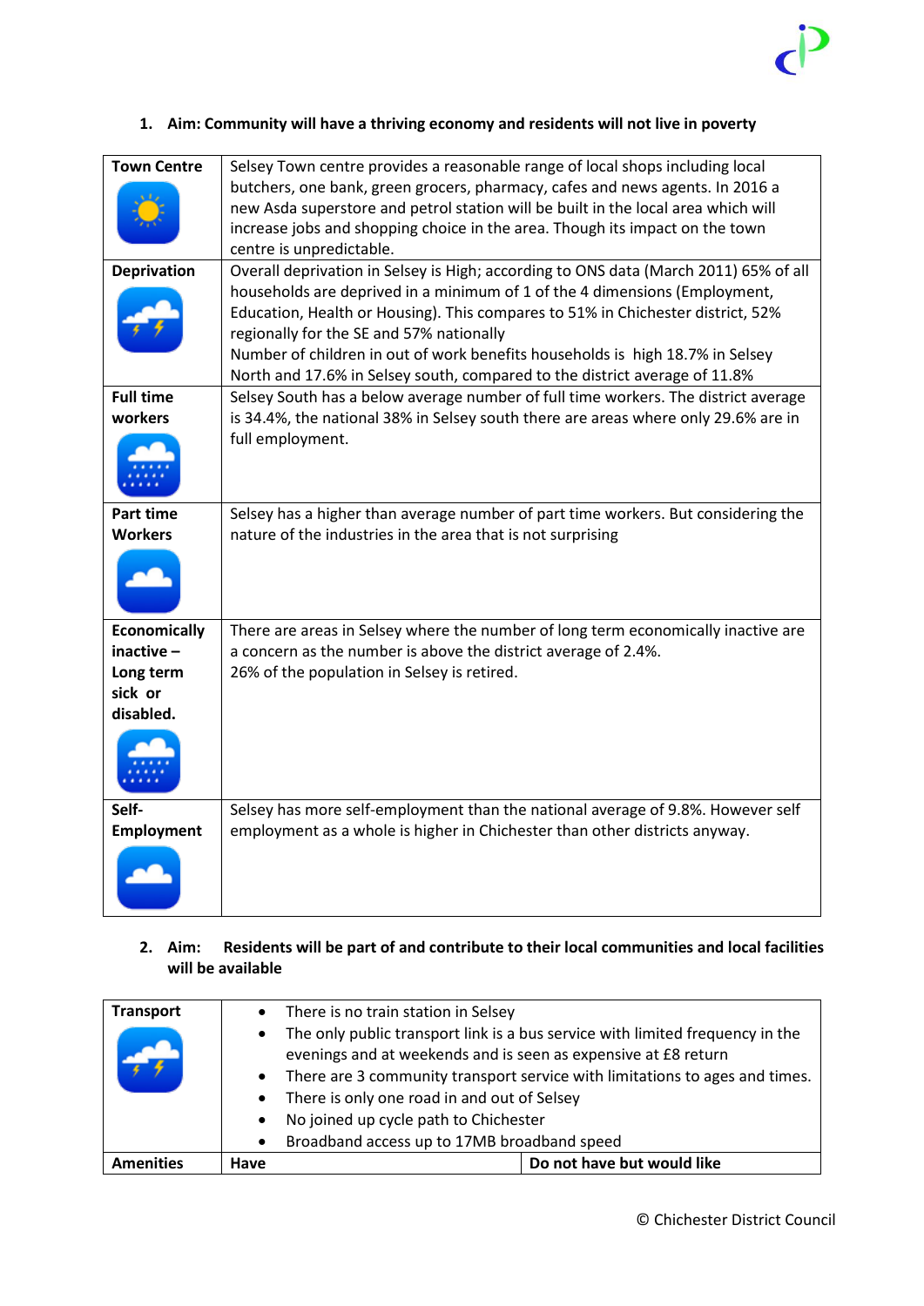1. **Aim: Community will have a thriving economy and residents will not live in poverty**

| | |
|---|---|
| **Town Centre** | Selsey Town centre provides a reasonable range of local shops including local butchers, one bank, green grocers, pharmacy, cafes and news agents. In 2016 a new Asda superstore and petrol station will be built in the local area which will increase jobs and shopping choice in the area. Though its impact on the town centre is unpredictable. |
| **Deprivation** | Overall deprivation in Selsey is High; according to ONS data (March 2011) 65% of all households are deprived in a minimum of 1 of the 4 dimensions (Employment, Education, Health or Housing). This compares to 51% in Chichester district, 52% regionally for the SE and 57% nationally<br>Number of children in out of work benefits households is high 18.7% in Selsey North and 17.6% in Selsey south, compared to the district average of 11.8% |
| **Full time workers** | Selsey South has a below average number of full time workers. The district average is 34.4%, the national 38% in Selsey south there are areas where only 29.6% are in full employment. |
| **Part time Workers** | Selsey has a higher than average number of part time workers. But considering the nature of the industries in the area that is not surprising |
| **Economically inactive – Long term sick or disabled.** | There are areas in Selsey where the number of long term economically inactive are a concern as the number is above the district average of 2.4%.<br>26% of the population in Selsey is retired. |
| **Self-Employment** | Selsey has more self-employment than the national average of 9.8%. However self employment as a whole is higher in Chichester than other districts anyway. |

2. **Aim: Residents will be part of and contribute to their local communities and local facilities will be available**

| | | |
|---|---|---|
| **Transport** | • There is no train station in Selsey<br>• The only public transport link is a bus service with limited frequency in the evenings and at weekends and is seen as expensive at £8 return<br>• There are 3 community transport service with limitations to ages and times.<br>• There is only one road in and out of Selsey<br>• No joined up cycle path to Chichester<br>• Broadband access up to 17MB broadband speed | |
| **Amenities** | **Have** | **Do not have but would like** |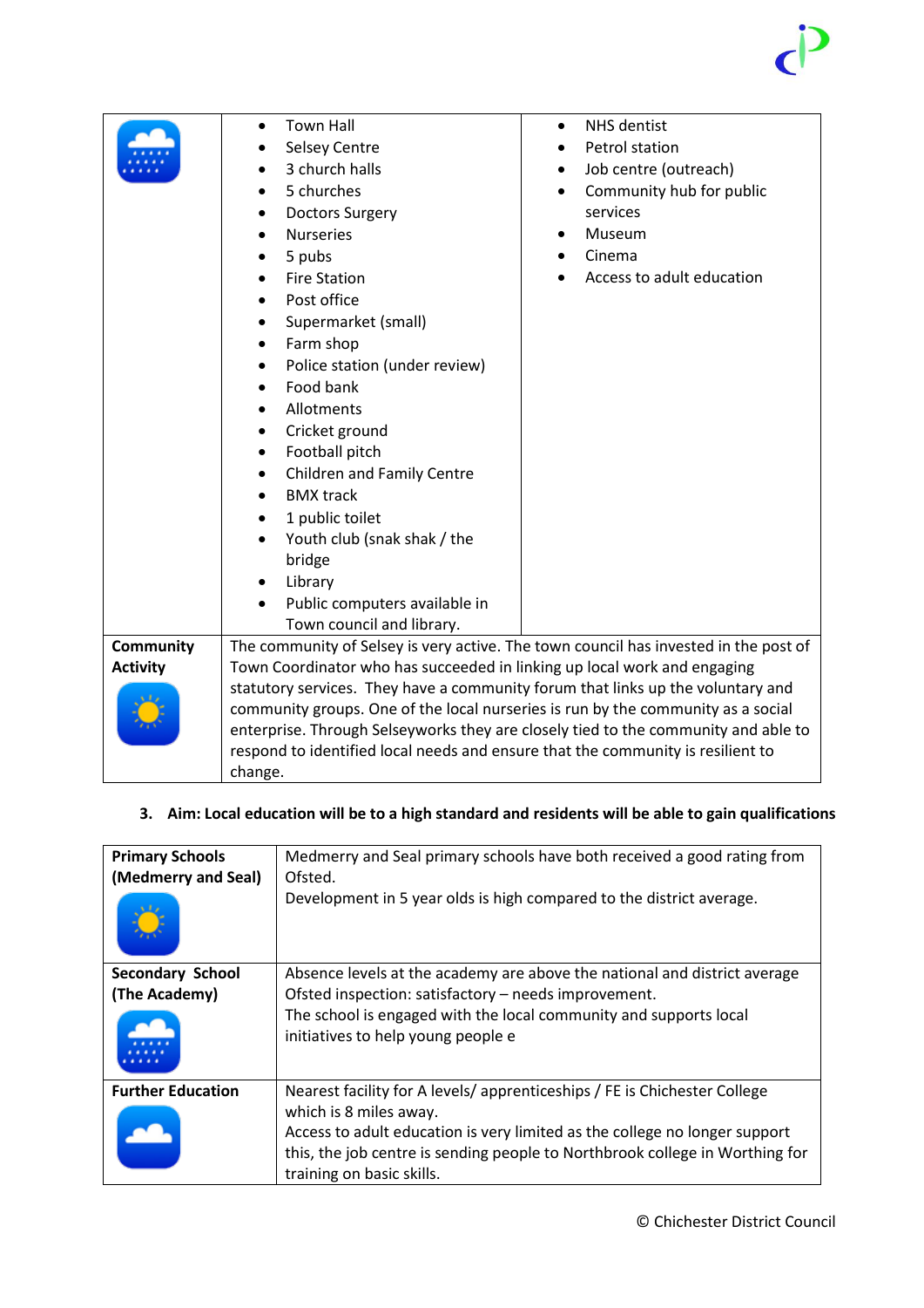| | | |
|---|---|---|
| | • Town Hall<br>• Selsey Centre<br>• 3 church halls<br>• 5 churches<br>• Doctors Surgery<br>• Nurseries<br>• 5 pubs<br>• Fire Station<br>• Post office<br>• Supermarket (small)<br>• Farm shop<br>• Police station (under review)<br>• Food bank<br>• Allotments<br>• Cricket ground<br>• Football pitch<br>• Children and Family Centre<br>• BMX track<br>• 1 public toilet<br>• Youth club (snak shak / the bridge<br>• Library<br>• Public computers available in Town council and library. | • NHS dentist<br>• Petrol station<br>• Job centre (outreach)<br>• Community hub for public services<br>• Museum<br>• Cinema<br>• Access to adult education |
| **Community Activity** | The community of Selsey is very active. The town council has invested in the post of Town Coordinator who has succeeded in linking up local work and engaging statutory services. They have a community forum that links up the voluntary and community groups. One of the local nurseries is run by the community as a social enterprise. Through Selseyworks they are closely tied to the community and able to respond to identified local needs and ensure that the community is resilient to change. | |

3. **Aim: Local education will be to a high standard and residents will be able to gain qualifications**

| | |
|---|---|
| **Primary Schools (Medmerry and Seal)** | Medmerry and Seal primary schools have both received a good rating from Ofsted.<br>Development in 5 year olds is high compared to the district average. |
| **Secondary School (The Academy)** | Absence levels at the academy are above the national and district average<br>Ofsted inspection: satisfactory – needs improvement.<br>The school is engaged with the local community and supports local initiatives to help young people e |
| **Further Education** | Nearest facility for A levels/ apprenticeships / FE is Chichester College which is 8 miles away.<br>Access to adult education is very limited as the college no longer support this, the job centre is sending people to Northbrook college in Worthing for training on basic skills. |

© Chichester District Council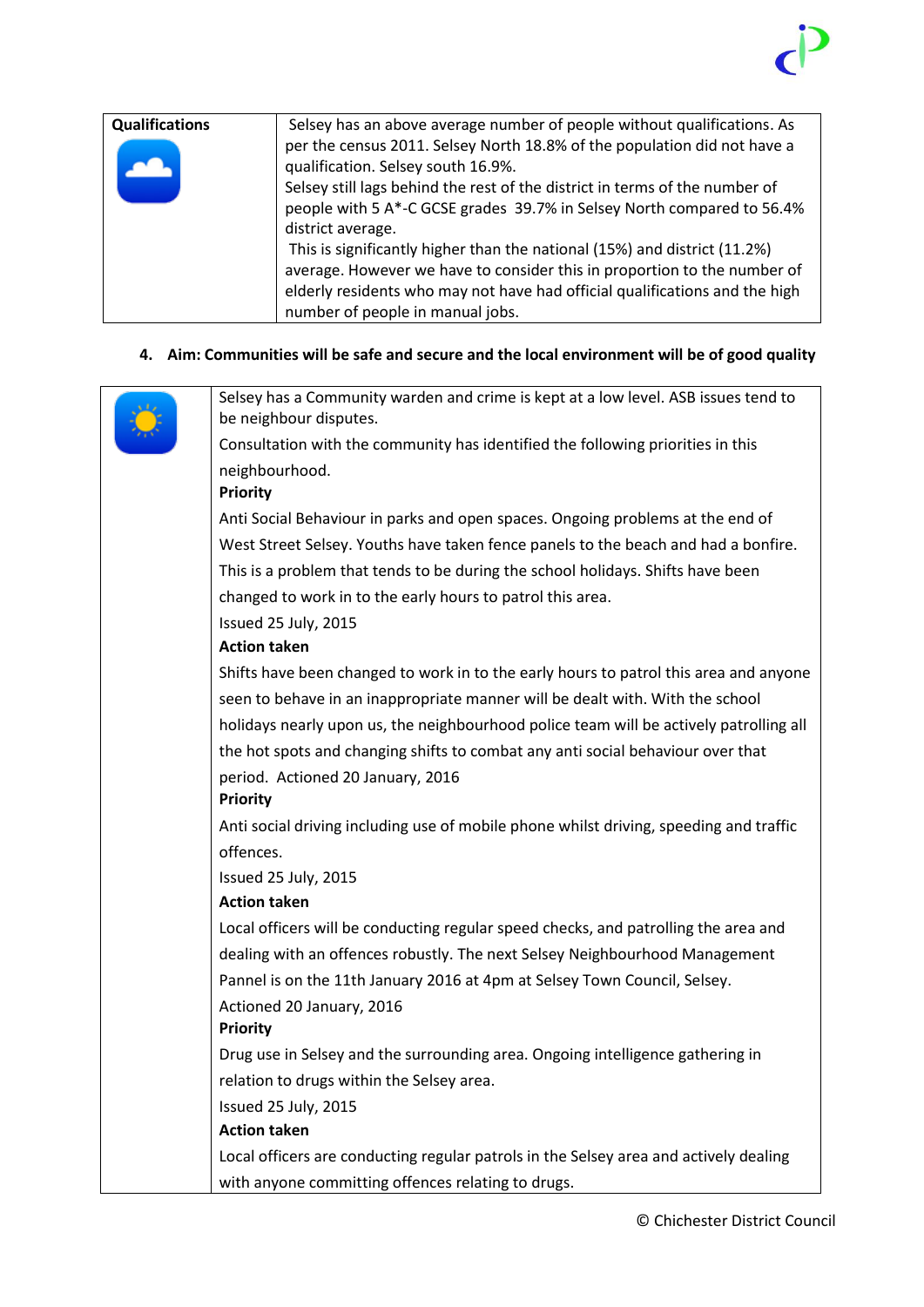| Qualifications | Selsey has an above average number of people without qualifications. As per the census 2011. Selsey North 18.8% of the population did not have a qualification. Selsey south 16.9%.<br>Selsey still lags behind the rest of the district in terms of the number of people with 5 A*-C GCSE grades 39.7% in Selsey North compared to 56.4% district average.<br>This is significantly higher than the national (15%) and district (11.2%) average. However we have to consider this in proportion to the number of elderly residents who may not have had official qualifications and the high number of people in manual jobs. |
|---|---|

4. **Aim: Communities will be safe and secure and the local environment will be of good quality**

| | |
|---|---|
| | Selsey has a Community warden and crime is kept at a low level. ASB issues tend to be neighbour disputes.<br>Consultation with the community has identified the following priorities in this neighbourhood.<br>**Priority**<br>Anti Social Behaviour in parks and open spaces. Ongoing problems at the end of West Street Selsey. Youths have taken fence panels to the beach and had a bonfire. This is a problem that tends to be during the school holidays. Shifts have been changed to work in to the early hours to patrol this area.<br>Issued 25 July, 2015<br>**Action taken**<br>Shifts have been changed to work in to the early hours to patrol this area and anyone seen to behave in an inappropriate manner will be dealt with. With the school holidays nearly upon us, the neighbourhood police team will be actively patrolling all the hot spots and changing shifts to combat any anti social behaviour over that period. Actioned 20 January, 2016<br>**Priority**<br>Anti social driving including use of mobile phone whilst driving, speeding and traffic offences.<br>Issued 25 July, 2015<br>**Action taken**<br>Local officers will be conducting regular speed checks, and patrolling the area and dealing with an offences robustly. The next Selsey Neighbourhood Management Pannel is on the 11th January 2016 at 4pm at Selsey Town Council, Selsey.<br>Actioned 20 January, 2016<br>**Priority**<br>Drug use in Selsey and the surrounding area. Ongoing intelligence gathering in relation to drugs within the Selsey area.<br>Issued 25 July, 2015<br>**Action taken**<br>Local officers are conducting regular patrols in the Selsey area and actively dealing with anyone committing offences relating to drugs. |

© Chichester District Council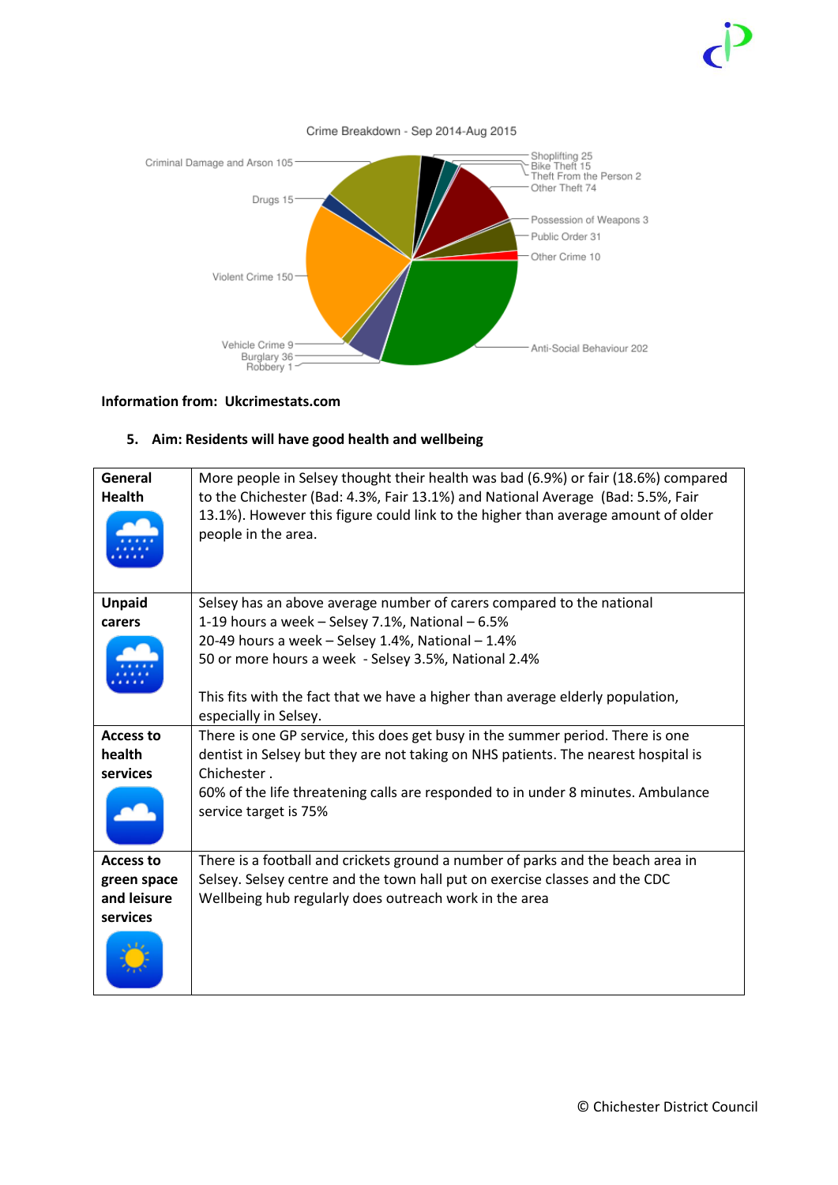Crime Breakdown - Sep 2014-Aug 2015

Criminal Damage and Arson 105
Drugs 15
Violent Crime 150
Vehicle Crime 9
Burglary 36
Robbery 1
Shoplifting 25
Bike Theft 15
Theft From the Person 2
Other Theft 74
Possession of Weapons 3
Public Order 31
Other Crime 10
Anti-Social Behaviour 202

**Information from: Ukcrimestats.com**

## 5. Aim: Residents will have good health and wellbeing

| | |
|---|---|
| **General Health** | More people in Selsey thought their health was bad (6.9%) or fair (18.6%) compared to the Chichester (Bad: 4.3%, Fair 13.1%) and National Average (Bad: 5.5%, Fair 13.1%). However this figure could link to the higher than average amount of older people in the area. |
| **Unpaid carers** | Selsey has an above average number of carers compared to the national<br>1-19 hours a week – Selsey 7.1%, National – 6.5%<br>20-49 hours a week – Selsey 1.4%, National – 1.4%<br>50 or more hours a week - Selsey 3.5%, National 2.4%<br><br>This fits with the fact that we have a higher than average elderly population, especially in Selsey. |
| **Access to health services** | There is one GP service, this does get busy in the summer period. There is one dentist in Selsey but they are not taking on NHS patients. The nearest hospital is Chichester .<br>60% of the life threatening calls are responded to in under 8 minutes. Ambulance service target is 75% |
| **Access to green space and leisure services** | There is a football and crickets ground a number of parks and the beach area in Selsey. Selsey centre and the town hall put on exercise classes and the CDC Wellbeing hub regularly does outreach work in the area |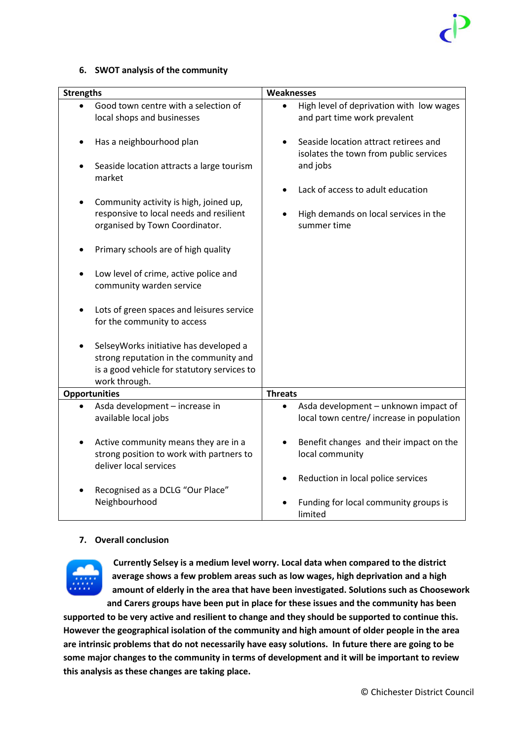## 6. SWOT analysis of the community

| Strengths | Weaknesses |
|---|---|
| • Good town centre with a selection of local shops and businesses<br>• Has a neighbourhood plan<br>• Seaside location attracts a large tourism market<br>• Community activity is high, joined up, responsive to local needs and resilient organised by Town Coordinator.<br>• Primary schools are of high quality<br>• Low level of crime, active police and community warden service<br>• Lots of green spaces and leisures service for the community to access<br>• SelseyWorks initiative has developed a strong reputation in the community and is a good vehicle for statutory services to work through. | • High level of deprivation with low wages and part time work prevalent<br>• Seaside location attract retirees and isolates the town from public services and jobs<br>• Lack of access to adult education<br>• High demands on local services in the summer time |
| **Opportunities** | **Threats** |
| • Asda development – increase in available local jobs<br>• Active community means they are in a strong position to work with partners to deliver local services<br>• Recognised as a DCLG "Our Place" Neighbourhood | • Asda development – unknown impact of local town centre/ increase in population<br>• Benefit changes and their impact on the local community<br>• Reduction in local police services<br>• Funding for local community groups is limited |

## 7. Overall conclusion

**Currently Selsey is a medium level worry. Local data when compared to the district average shows a few problem areas such as low wages, high deprivation and a high amount of elderly in the area that have been investigated. Solutions such as Choosework and Carers groups have been put in place for these issues and the community has been supported to be very active and resilient to change and they should be supported to continue this. However the geographical isolation of the community and high amount of older people in the area are intrinsic problems that do not necessarily have easy solutions. In future there are going to be some major changes to the community in terms of development and it will be important to review this analysis as these changes are taking place.**

© Chichester District Council